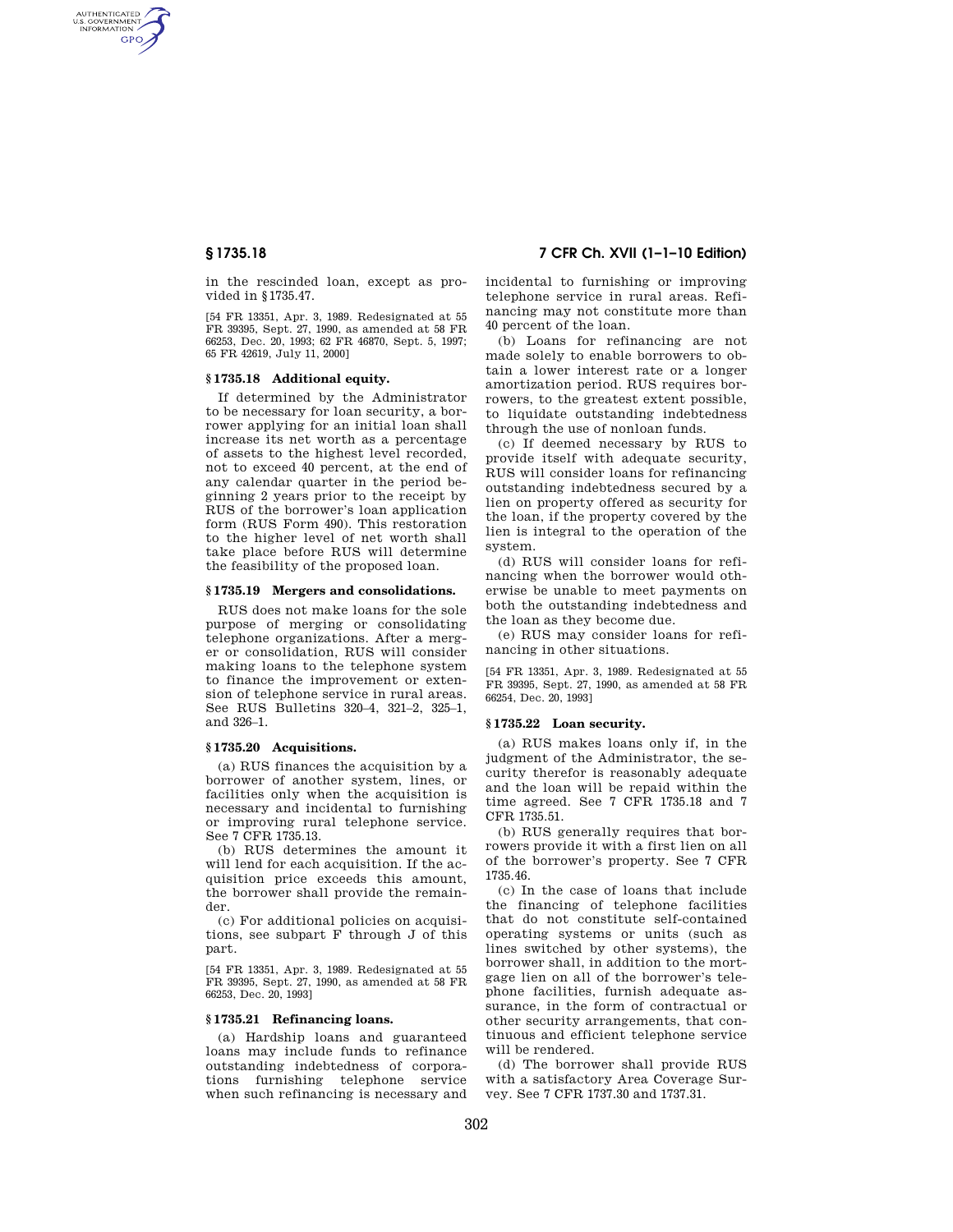in the rescinded loan, except as provided in §1735.47.

[54 FR 13351, Apr. 3, 1989. Redesignated at 55 FR 39395, Sept. 27, 1990, as amended at 58 FR 66253, Dec. 20, 1993; 62 FR 46870, Sept. 5, 1997; 65 FR 42619, July 11, 2000]

### § 1735.18 Additional equity.

If determined by the Administrator to be necessary for loan security, a borrower applying for an initial loan shall increase its net worth as a percentage of assets to the highest level recorded, not to exceed 40 percent, at the end of any calendar quarter in the period beginning 2 years prior to the receipt by RUS of the borrower's loan application form (RUS Form 490). This restoration to the higher level of net worth shall take place before RUS will determine the feasibility of the proposed loan.

### § 1735.19 Mergers and consolidations.

RUS does not make loans for the sole purpose of merging or consolidating telephone organizations. After a merger or consolidation, RUS will consider making loans to the telephone system to finance the improvement or extension of telephone service in rural areas. See RUS Bulletins 320–4, 321–2, 325–1, and 326–1.

### § 1735.20 Acquisitions.

(a) RUS finances the acquisition by a borrower of another system, lines, or facilities only when the acquisition is necessary and incidental to furnishing or improving rural telephone service. See 7 CFR 1735.13.

(b) RUS determines the amount it will lend for each acquisition. If the acquisition price exceeds this amount, the borrower shall provide the remainder.

(c) For additional policies on acquisitions, see subpart F through J of this part.

[54 FR 13351, Apr. 3, 1989. Redesignated at 55 FR 39395, Sept. 27, 1990, as amended at 58 FR 66253, Dec. 20, 1993]

### § 1735.21 Refinancing loans.

(a) Hardship loans and guaranteed loans may include funds to refinance outstanding indebtedness of corporations furnishing telephone service when such refinancing is necessary and incidental to furnishing or improving telephone service in rural areas. Refinancing may not constitute more than 40 percent of the loan.

(b) Loans for refinancing are not made solely to enable borrowers to obtain a lower interest rate or a longer amortization period. RUS requires borrowers, to the greatest extent possible, to liquidate outstanding indebtedness through the use of nonloan funds.

(c) If deemed necessary by RUS to provide itself with adequate security, RUS will consider loans for refinancing outstanding indebtedness secured by a lien on property offered as security for the loan, if the property covered by the lien is integral to the operation of the system.

(d) RUS will consider loans for refinancing when the borrower would otherwise be unable to meet payments on both the outstanding indebtedness and the loan as they become due.

(e) RUS may consider loans for refinancing in other situations.

[54 FR 13351, Apr. 3, 1989. Redesignated at 55 FR 39395, Sept. 27, 1990, as amended at 58 FR 66254, Dec. 20, 1993]

### § 1735.22 Loan security.

(a) RUS makes loans only if, in the judgment of the Administrator, the security therefor is reasonably adequate and the loan will be repaid within the time agreed. See 7 CFR 1735.18 and 7 CFR 1735.51.

(b) RUS generally requires that borrowers provide it with a first lien on all of the borrower's property. See 7 CFR 1735.46.

(c) In the case of loans that include the financing of telephone facilities that do not constitute self-contained operating systems or units (such as lines switched by other systems), the borrower shall, in addition to the mortgage lien on all of the borrower's telephone facilities, furnish adequate assurance, in the form of contractual or other security arrangements, that continuous and efficient telephone service will be rendered.

(d) The borrower shall provide RUS with a satisfactory Area Coverage Survey. See 7 CFR 1737.30 and 1737.31.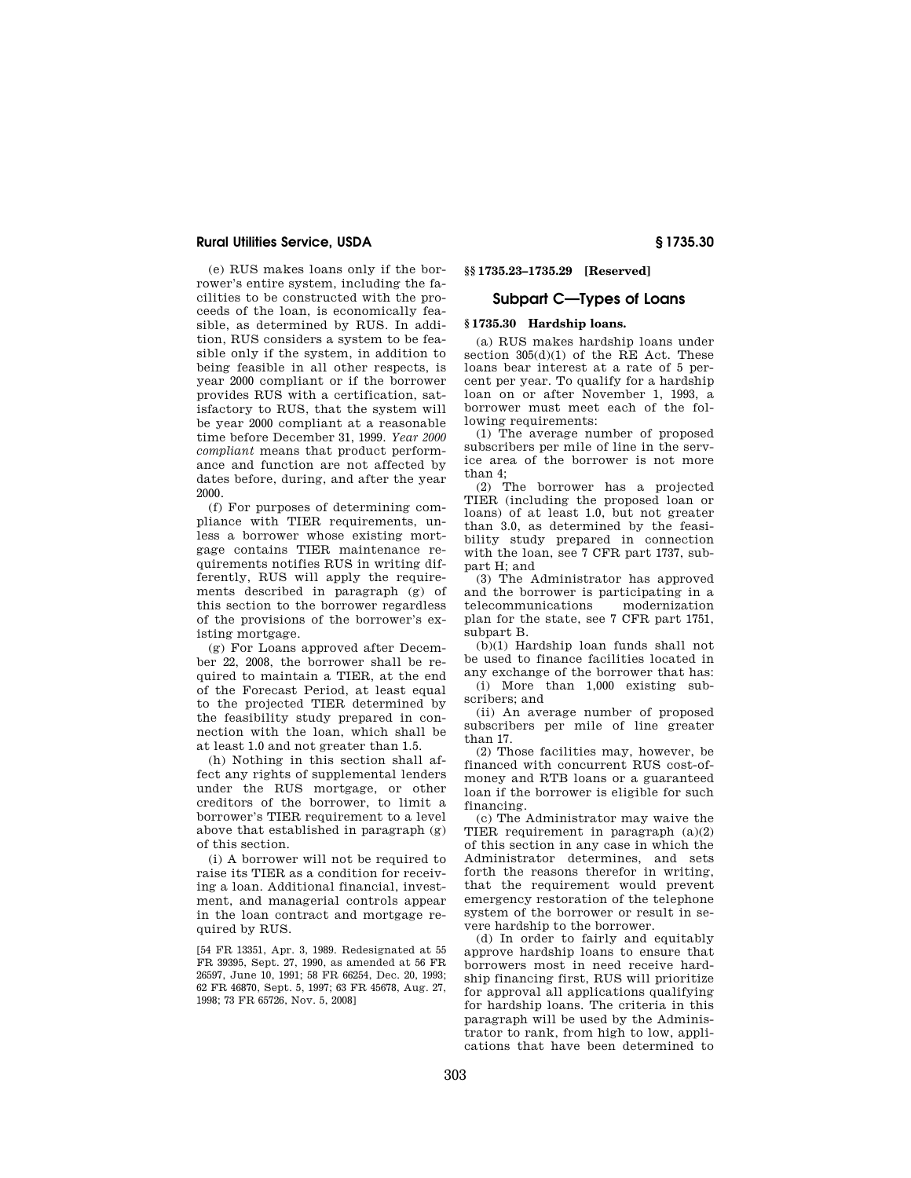(e) RUS makes loans only if the borrower's entire system, including the facilities to be constructed with the proceeds of the loan, is economically feasible, as determined by RUS. In addition, RUS considers a system to be feasible only if the system, in addition to being feasible in all other respects, is year 2000 compliant or if the borrower provides RUS with a certification, satisfactory to RUS, that the system will be year 2000 compliant at a reasonable time before December 31, 1999. *Year 2000 compliant* means that product performance and function are not affected by dates before, during, and after the year 2000.

(f) For purposes of determining compliance with TIER requirements, unless a borrower whose existing mortgage contains TIER maintenance requirements notifies RUS in writing differently, RUS will apply the requirements described in paragraph (g) of this section to the borrower regardless of the provisions of the borrower's existing mortgage.

(g) For Loans approved after December 22, 2008, the borrower shall be required to maintain a TIER, at the end of the Forecast Period, at least equal to the projected TIER determined by the feasibility study prepared in connection with the loan, which shall be at least 1.0 and not greater than 1.5.

(h) Nothing in this section shall affect any rights of supplemental lenders under the RUS mortgage, or other creditors of the borrower, to limit a borrower's TIER requirement to a level above that established in paragraph (g) of this section.

(i) A borrower will not be required to raise its TIER as a condition for receiving a loan. Additional financial, investment, and managerial controls appear in the loan contract and mortgage required by RUS.

[54 FR 13351, Apr. 3, 1989. Redesignated at 55 FR 39395, Sept. 27, 1990, as amended at 56 FR 26597, June 10, 1991; 58 FR 66254, Dec. 20, 1993; 62 FR 46870, Sept. 5, 1997; 63 FR 45678, Aug. 27, 1998; 73 FR 65726, Nov. 5, 2008]

### §§ 1735.23–1735.29 [Reserved]

## Subpart C—Types of Loans

### § 1735.30 Hardship loans.

(a) RUS makes hardship loans under section 305(d)(1) of the RE Act. These loans bear interest at a rate of 5 percent per year. To qualify for a hardship loan on or after November 1, 1993, a borrower must meet each of the following requirements:

(1) The average number of proposed subscribers per mile of line in the service area of the borrower is not more than 4;

(2) The borrower has a projected TIER (including the proposed loan or loans) of at least 1.0, but not greater than 3.0, as determined by the feasibility study prepared in connection with the loan, see 7 CFR part 1737, subpart H; and

(3) The Administrator has approved and the borrower is participating in a telecommunications modernization plan for the state, see 7 CFR part 1751, subpart B.

(b)(1) Hardship loan funds shall not be used to finance facilities located in any exchange of the borrower that has:

(i) More than 1,000 existing subscribers; and

(ii) An average number of proposed subscribers per mile of line greater than 17.

(2) Those facilities may, however, be financed with concurrent RUS cost-of-money and RTB loans or a guaranteed loan if the borrower is eligible for such financing.

(c) The Administrator may waive the TIER requirement in paragraph (a)(2) of this section in any case in which the Administrator determines, and sets forth the reasons therefor in writing, that the requirement would prevent emergency restoration of the telephone system of the borrower or result in severe hardship to the borrower.

(d) In order to fairly and equitably approve hardship loans to ensure that borrowers most in need receive hardship financing first, RUS will prioritize for approval all applications qualifying for hardship loans. The criteria in this paragraph will be used by the Administrator to rank, from high to low, applications that have been determined to